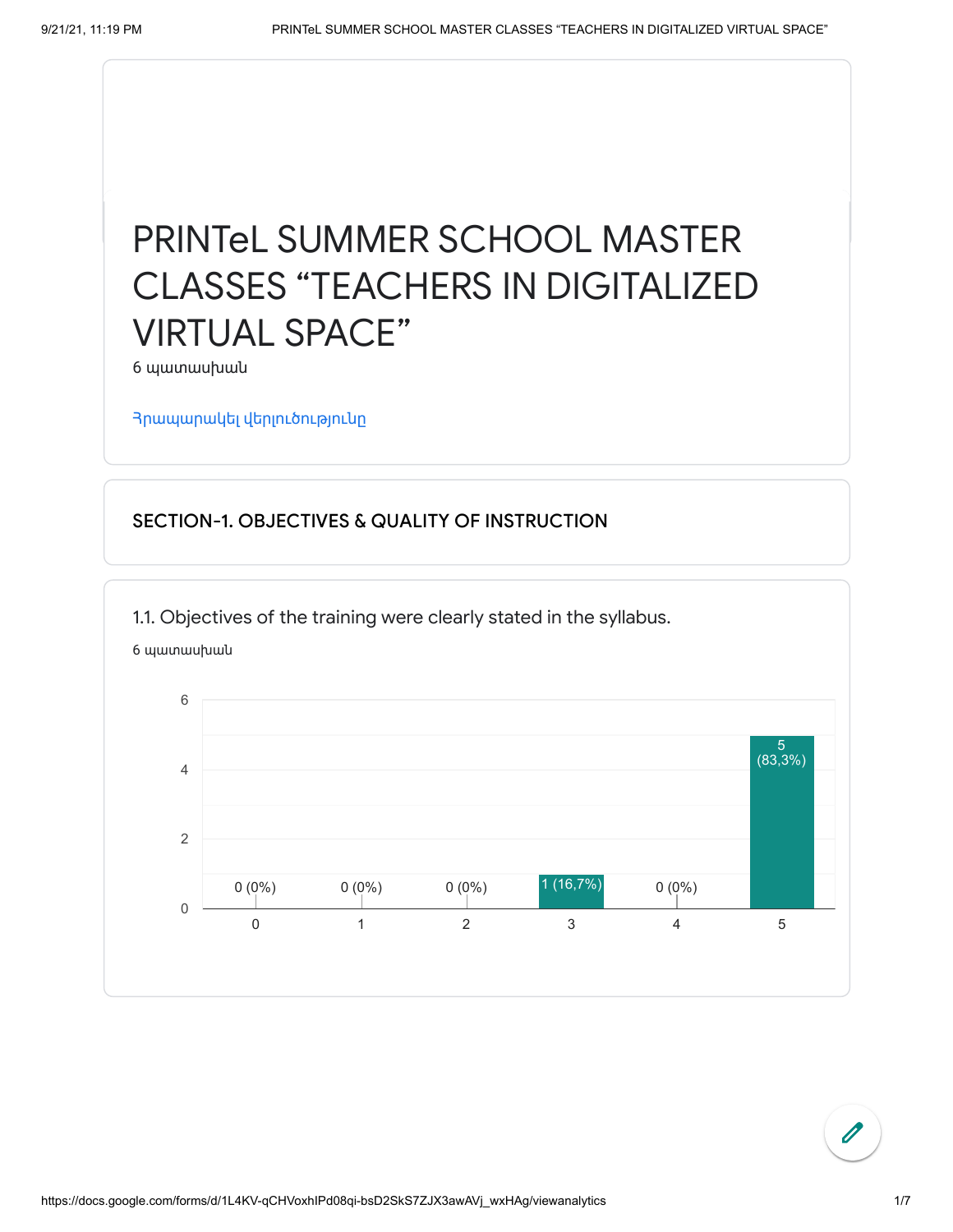# PRINTeL SUMMER SCHOOL MASTER CLASSES “TEACHERS IN DIGITALIZED VIRTUAL SPACE”

6 պատասխան

Հրապարակել վերլուծությունը

## SECTION-1. OBJECTIVES & QUALITY OF INSTRUCTION

### 1.1. Objectives of the training were clearly stated in the syllabus.

6 պատասխան

| Rating | Count (%) |
|---|---|
| 0 | 0 (0%) |
| 1 | 0 (0%) |
| 2 | 0 (0%) |
| 3 | 1 (16,7%) |
| 4 | 0 (0%) |
| 5 | 5 (83,3%) |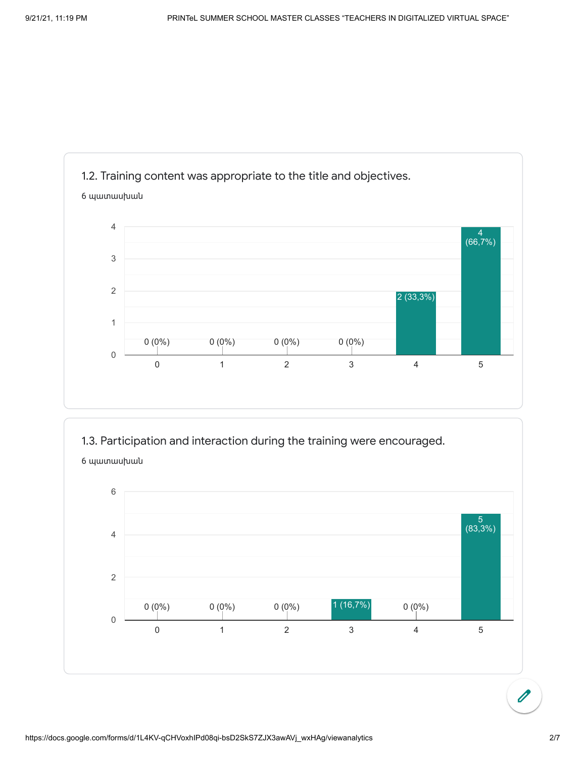### 1.2. Training content was appropriate to the title and objectives.

6 պատասխան

| Rating | Responses |
| --- | --- |
| 0 | 0 (0%) |
| 1 | 0 (0%) |
| 2 | 0 (0%) |
| 3 | 0 (0%) |
| 4 | 2 (33,3%) |
| 5 | 4 (66,7%) |

### 1.3. Participation and interaction during the training were encouraged.

6 պատասխան

| Rating | Responses |
| --- | --- |
| 0 | 0 (0%) |
| 1 | 0 (0%) |
| 2 | 0 (0%) |
| 3 | 1 (16,7%) |
| 4 | 0 (0%) |
| 5 | 5 (83,3%) |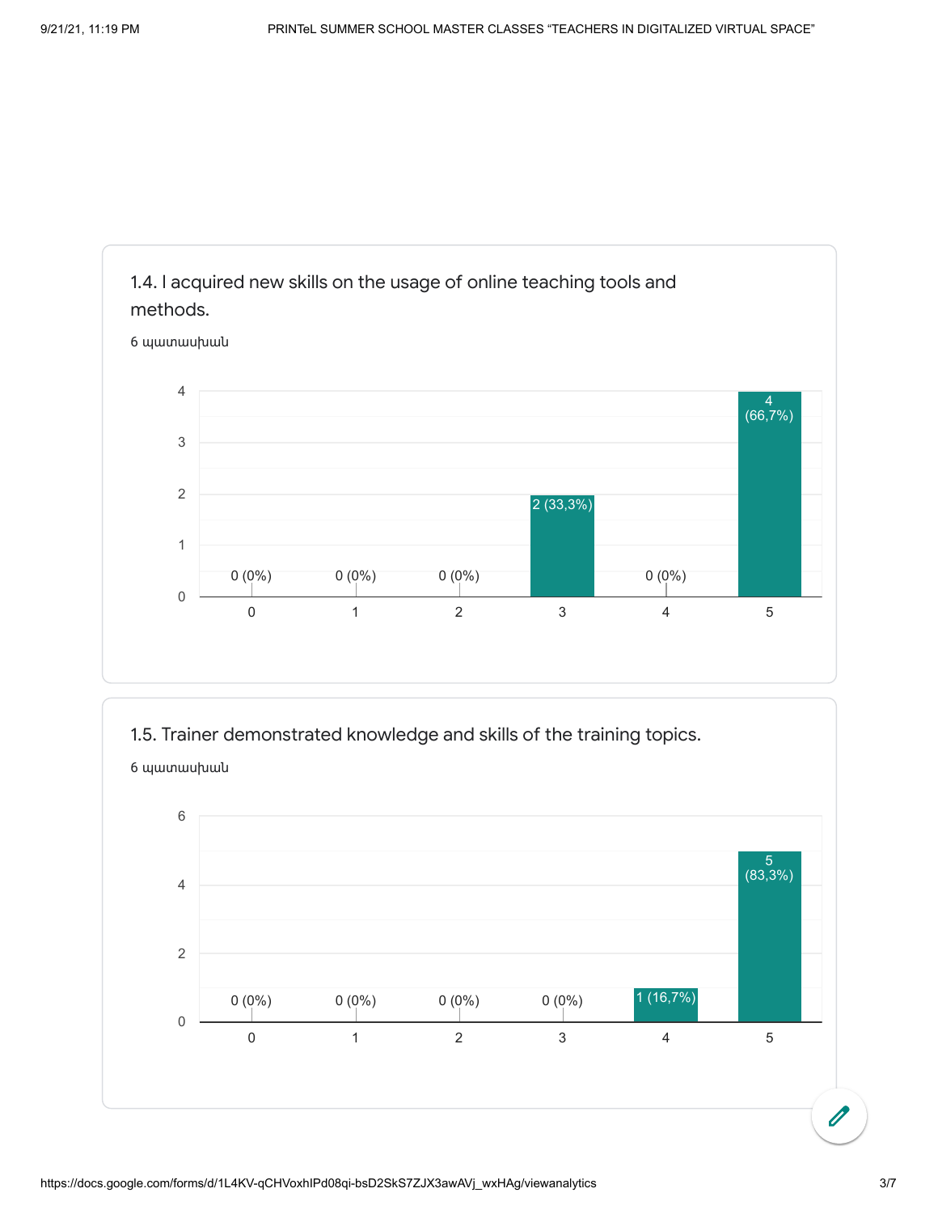## 1.4. I acquired new skills on the usage of online teaching tools and methods.

6 պատասխան

| Rating | Responses |
|---|---|
| 0 | 0 (0%) |
| 1 | 0 (0%) |
| 2 | 0 (0%) |
| 3 | 2 (33,3%) |
| 4 | 0 (0%) |
| 5 | 4 (66,7%) |

## 1.5. Trainer demonstrated knowledge and skills of the training topics.

6 պատասխան

| Rating | Responses |
|---|---|
| 0 | 0 (0%) |
| 1 | 0 (0%) |
| 2 | 0 (0%) |
| 3 | 0 (0%) |
| 4 | 1 (16,7%) |
| 5 | 5 (83,3%) |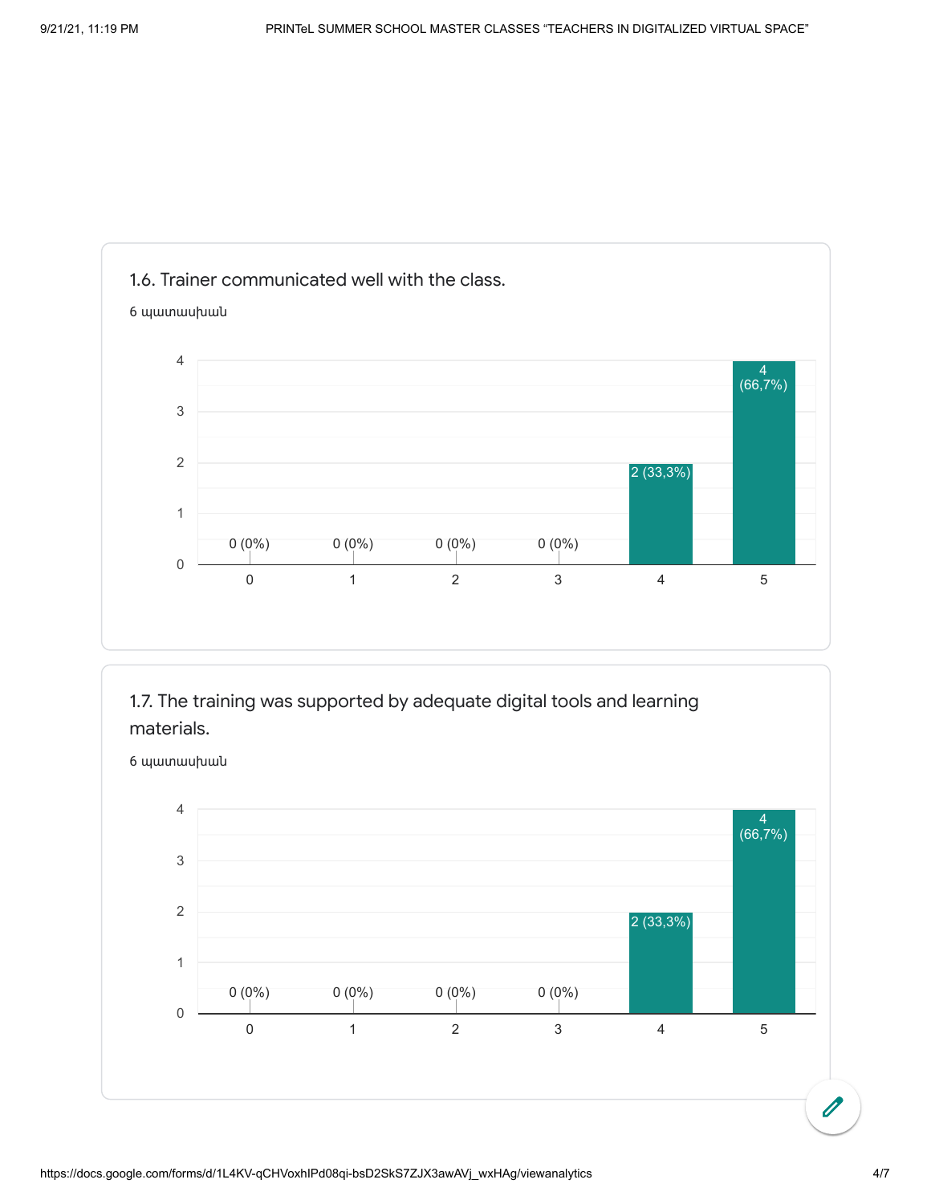1.6. Trainer communicated well with the class.

6 պատասխան

| Rating | Responses |
|---|---|
| 0 | 0 (0%) |
| 1 | 0 (0%) |
| 2 | 0 (0%) |
| 3 | 0 (0%) |
| 4 | 2 (33,3%) |
| 5 | 4 (66,7%) |

1.7. The training was supported by adequate digital tools and learning materials.

6 պատասխան

| Rating | Responses |
|---|---|
| 0 | 0 (0%) |
| 1 | 0 (0%) |
| 2 | 0 (0%) |
| 3 | 0 (0%) |
| 4 | 2 (33,3%) |
| 5 | 4 (66,7%) |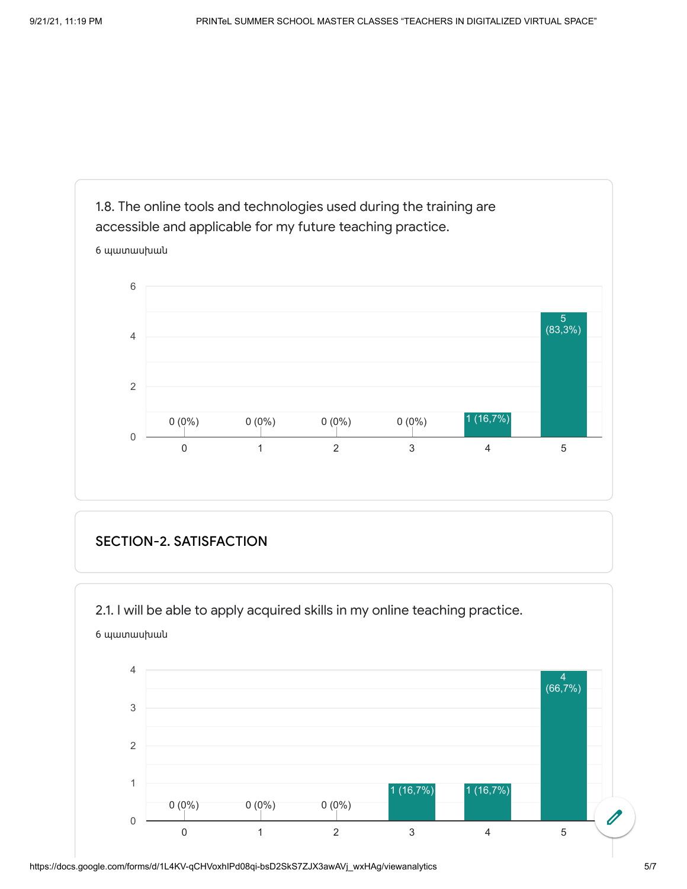1.8. The online tools and technologies used during the training are accessible and applicable for my future teaching practice.

6 պատասխան

| Rating | Responses |
|---|---|
| 0 | 0 (0%) |
| 1 | 0 (0%) |
| 2 | 0 (0%) |
| 3 | 0 (0%) |
| 4 | 1 (16,7%) |
| 5 | 5 (83,3%) |

## SECTION-2. SATISFACTION

2.1. I will be able to apply acquired skills in my online teaching practice.

6 պատասխան

| Rating | Responses |
|---|---|
| 0 | 0 (0%) |
| 1 | 0 (0%) |
| 2 | 0 (0%) |
| 3 | 1 (16,7%) |
| 4 | 1 (16,7%) |
| 5 | 4 (66,7%) |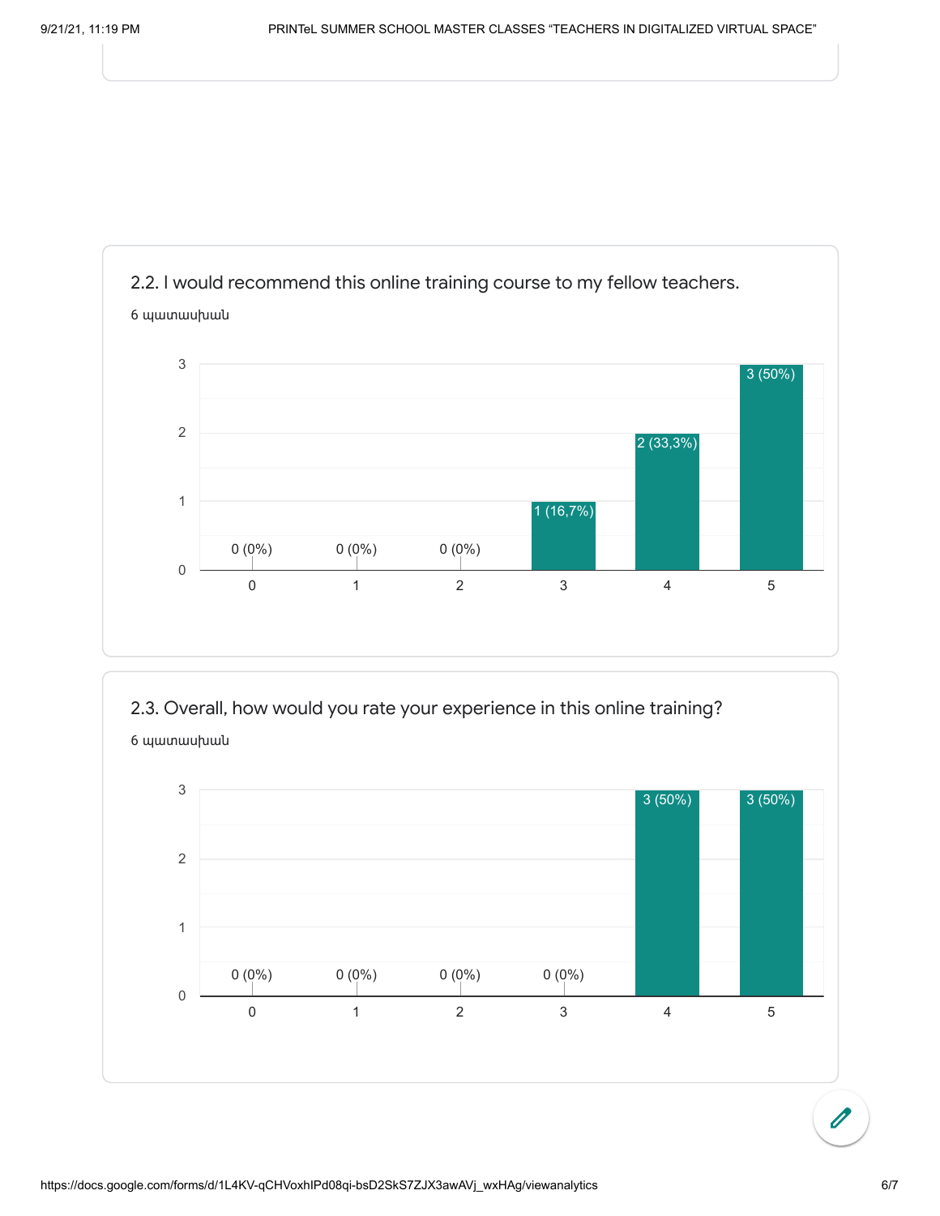## 2.2. I would recommend this online training course to my fellow teachers.

6 պատասխան

| Rating | Responses |
|---|---|
| 0 | 0 (0%) |
| 1 | 0 (0%) |
| 2 | 0 (0%) |
| 3 | 1 (16,7%) |
| 4 | 2 (33,3%) |
| 5 | 3 (50%) |

## 2.3. Overall, how would you rate your experience in this online training?

6 պատասխան

| Rating | Responses |
|---|---|
| 0 | 0 (0%) |
| 1 | 0 (0%) |
| 2 | 0 (0%) |
| 3 | 0 (0%) |
| 4 | 3 (50%) |
| 5 | 3 (50%) |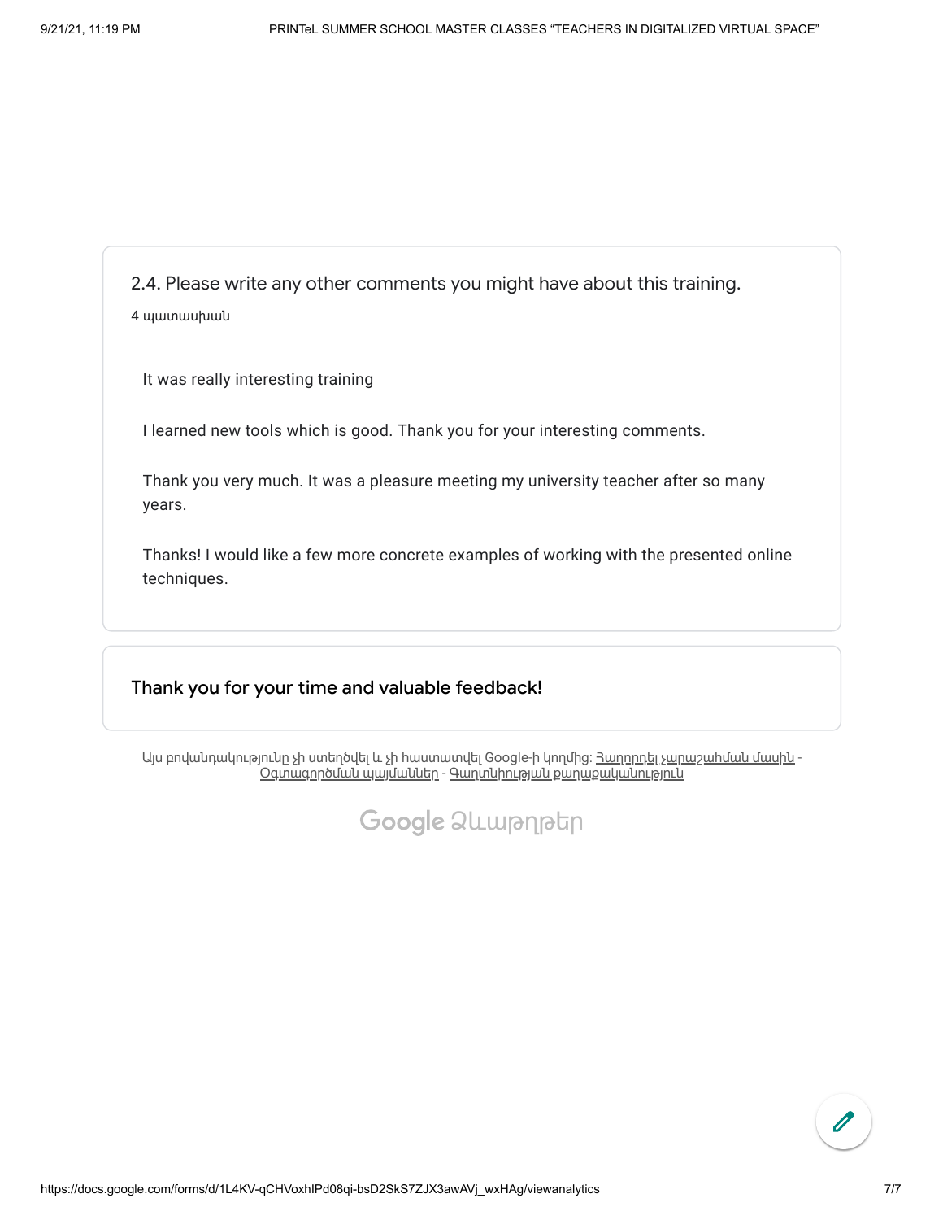## 2.4. Please write any other comments you might have about this training.

4 պատասխան

It was really interesting training

I learned new tools which is good. Thank you for your interesting comments.

Thank you very much. It was a pleasure meeting my university teacher after so many years.

Thanks! I would like a few more concrete examples of working with the presented online techniques.

**Thank you for your time and valuable feedback!**

Այս բովանդակությունը չի ստեղծվել և չի հաստատվել Google-ի կողմից: Հաղորդել չարաշահման մասին - Օգտագործման պայմաններ - Գաղտնիության քաղաքականություն

Google Ձևաթղթեր